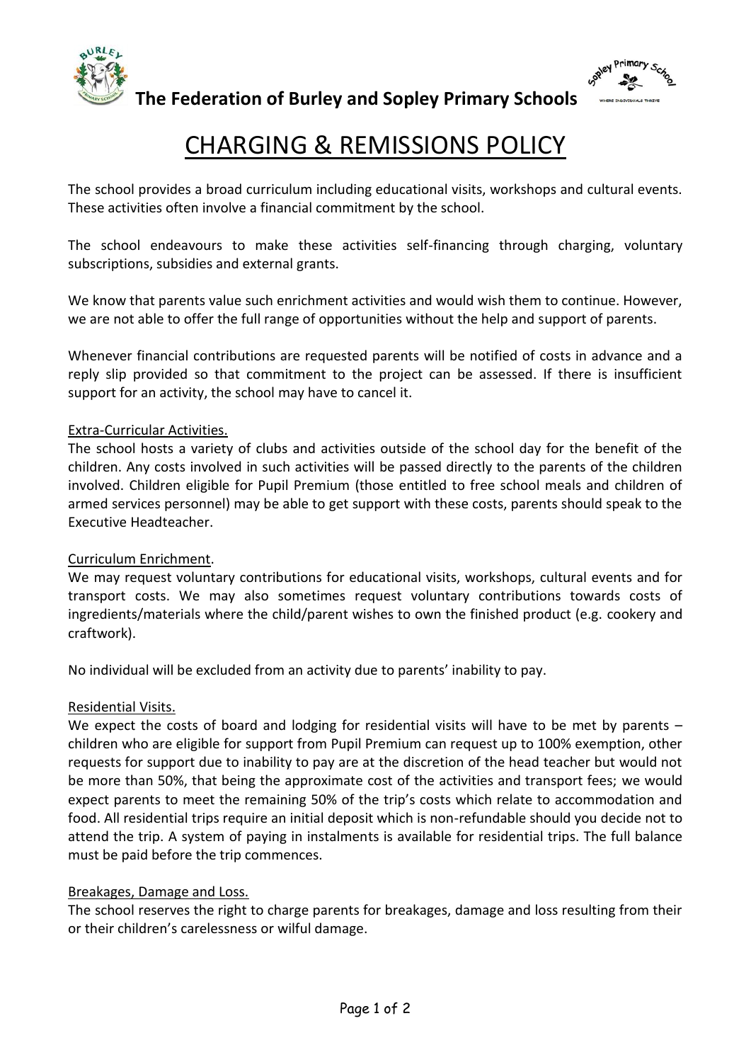**The Federation of Burley and Sopley Primary Schools**

# CHARGING & REMISSIONS POLICY

The school provides a broad curriculum including educational visits, workshops and cultural events. These activities often involve a financial commitment by the school.

The school endeavours to make these activities self-financing through charging, voluntary subscriptions, subsidies and external grants.

We know that parents value such enrichment activities and would wish them to continue. However, we are not able to offer the full range of opportunities without the help and support of parents.

Whenever financial contributions are requested parents will be notified of costs in advance and a reply slip provided so that commitment to the project can be assessed. If there is insufficient support for an activity, the school may have to cancel it.

## Extra-Curricular Activities.

The school hosts a variety of clubs and activities outside of the school day for the benefit of the children. Any costs involved in such activities will be passed directly to the parents of the children involved. Children eligible for Pupil Premium (those entitled to free school meals and children of armed services personnel) may be able to get support with these costs, parents should speak to the Executive Headteacher.

## Curriculum Enrichment.

We may request voluntary contributions for educational visits, workshops, cultural events and for transport costs. We may also sometimes request voluntary contributions towards costs of ingredients/materials where the child/parent wishes to own the finished product (e.g. cookery and craftwork).

No individual will be excluded from an activity due to parents' inability to pay.

## Residential Visits.

We expect the costs of board and lodging for residential visits will have to be met by parents – children who are eligible for support from Pupil Premium can request up to 100% exemption, other requests for support due to inability to pay are at the discretion of the head teacher but would not be more than 50%, that being the approximate cost of the activities and transport fees; we would expect parents to meet the remaining 50% of the trip's costs which relate to accommodation and food. All residential trips require an initial deposit which is non-refundable should you decide not to attend the trip. A system of paying in instalments is available for residential trips. The full balance must be paid before the trip commences.

## Breakages, Damage and Loss.

The school reserves the right to charge parents for breakages, damage and loss resulting from their or their children's carelessness or wilful damage.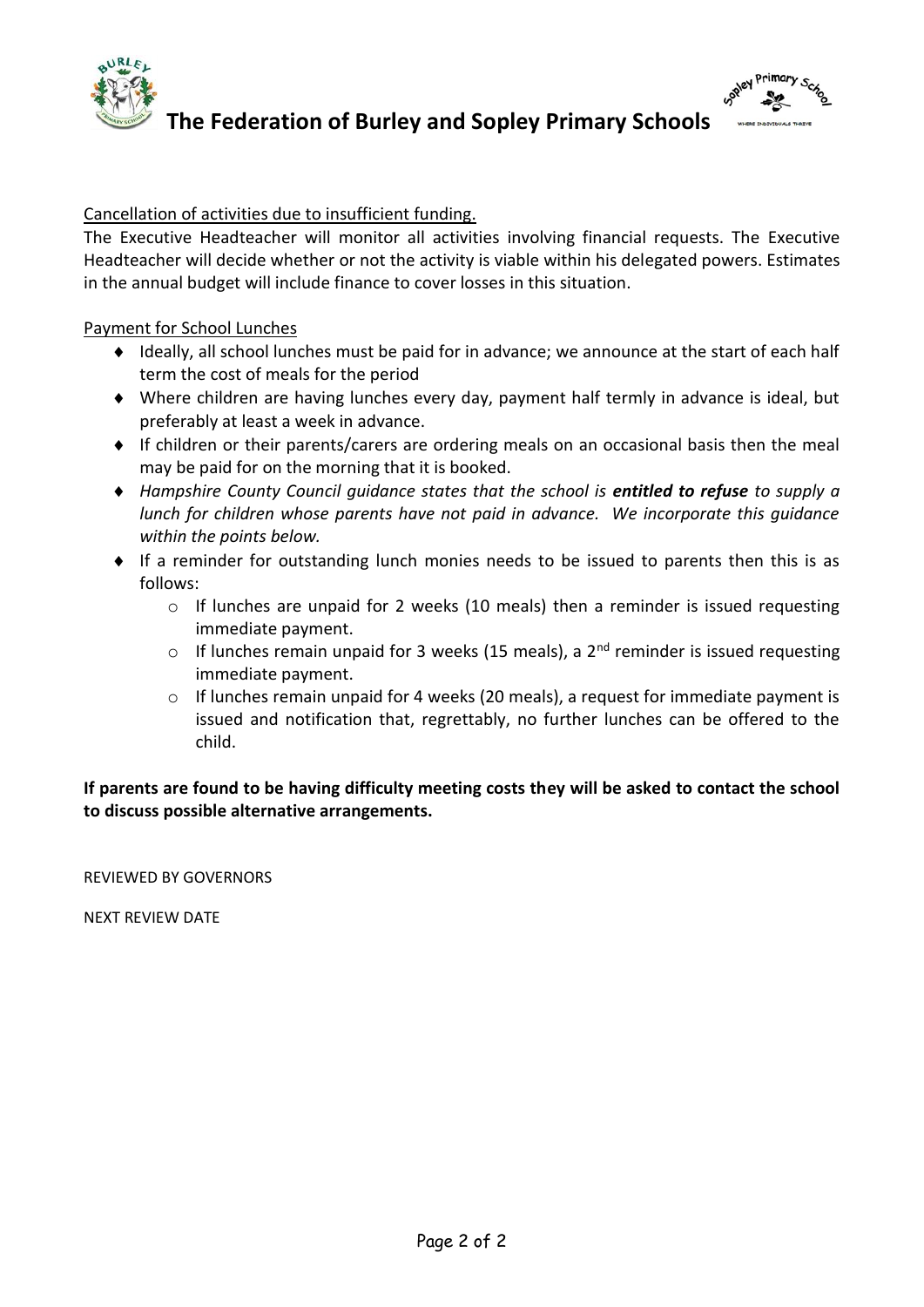Cancellation of activities due to insufficient funding.

The Executive Headteacher will monitor all activities involving financial requests. The Executive Headteacher will decide whether or not the activity is viable within his delegated powers. Estimates in the annual budget will include finance to cover losses in this situation.

Payment for School Lunches

- Ideally, all school lunches must be paid for in advance; we announce at the start of each half term the cost of meals for the period
- Where children are having lunches every day, payment half termly in advance is ideal, but preferably at least a week in advance.
- If children or their parents/carers are ordering meals on an occasional basis then the meal may be paid for on the morning that it is booked.
- *Hampshire County Council guidance states that the school is **entitled to refuse** to supply a lunch for children whose parents have not paid in advance. We incorporate this guidance within the points below.*
- If a reminder for outstanding lunch monies needs to be issued to parents then this is as follows:
  - If lunches are unpaid for 2 weeks (10 meals) then a reminder is issued requesting immediate payment.
  - If lunches remain unpaid for 3 weeks (15 meals), a 2nd reminder is issued requesting immediate payment.
  - If lunches remain unpaid for 4 weeks (20 meals), a request for immediate payment is issued and notification that, regrettably, no further lunches can be offered to the child.

**If parents are found to be having difficulty meeting costs they will be asked to contact the school to discuss possible alternative arrangements.**

REVIEWED BY GOVERNORS

NEXT REVIEW DATE